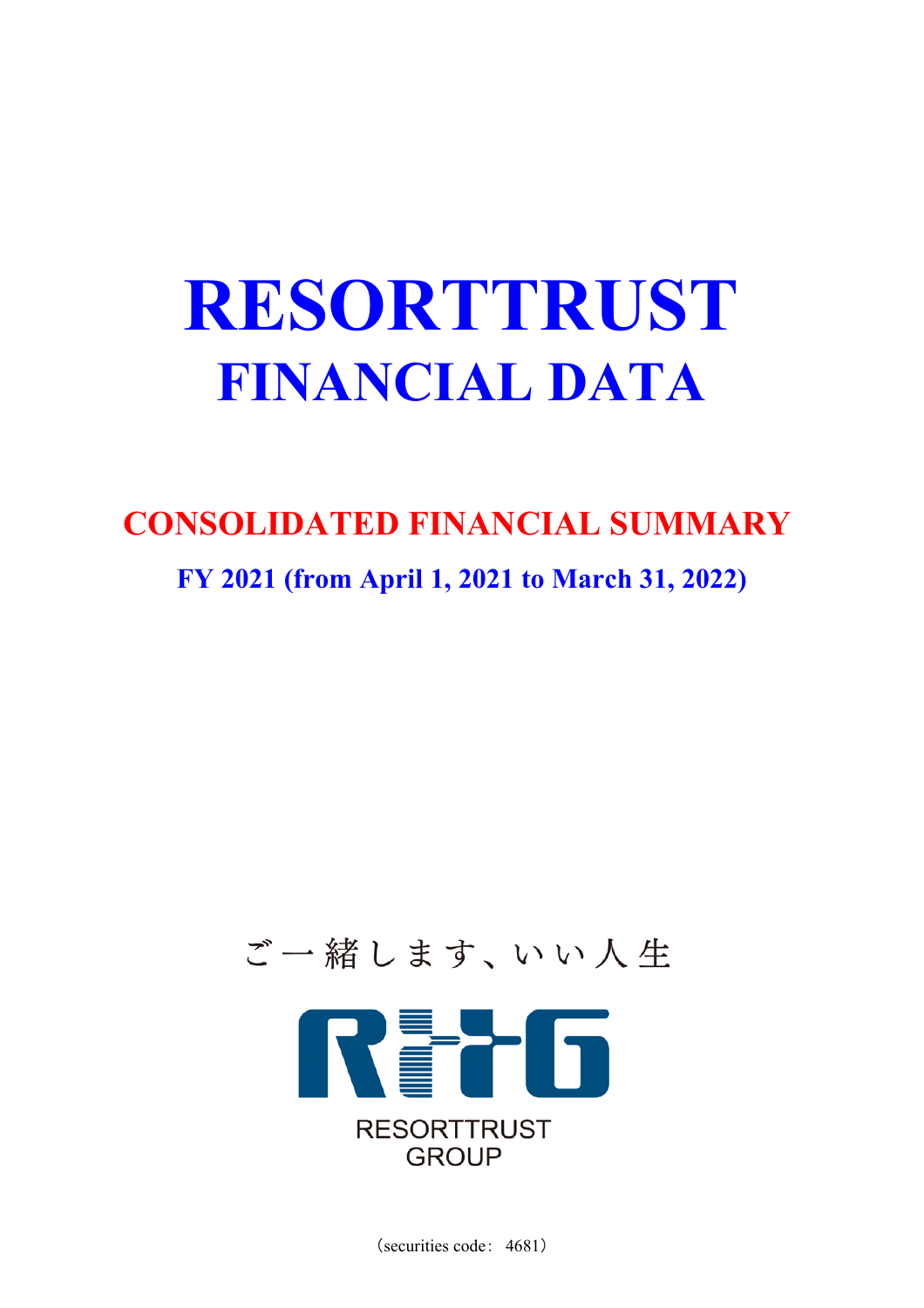# RESORTTRUST
# FINANCIAL DATA

## CONSOLIDATED FINANCIAL SUMMARY

### FY 2021 (from April 1, 2021 to March 31, 2022)

ご一緒します、いい人生

RESORTTRUST
GROUP

（securities code：4681）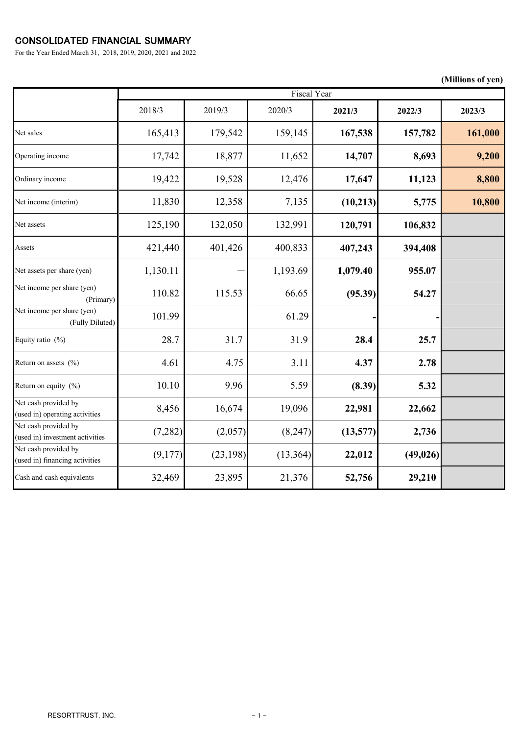# CONSOLIDATED FINANCIAL SUMMARY

For the Year Ended March 31, 2018, 2019, 2020, 2021 and 2022

**(Millions of yen)**

| | Fiscal Year | | | | | |
|---|---|---|---|---|---|---|
| | 2018/3 | 2019/3 | 2020/3 | **2021/3** | **2022/3** | **2023/3** |
| Net sales | 165,413 | 179,542 | 159,145 | **167,538** | **157,782** | **161,000** |
| Operating income | 17,742 | 18,877 | 11,652 | **14,707** | **8,693** | **9,200** |
| Ordinary income | 19,422 | 19,528 | 12,476 | **17,647** | **11,123** | **8,800** |
| Net income (interim) | 11,830 | 12,358 | 7,135 | **(10,213)** | **5,775** | **10,800** |
| Net assets | 125,190 | 132,050 | 132,991 | **120,791** | **106,832** | |
| Assets | 421,440 | 401,426 | 400,833 | **407,243** | **394,408** | |
| Net assets per share (yen) | 1,130.11 | ― | 1,193.69 | **1,079.40** | **955.07** | |
| Net income per share (yen) (Primary) | 110.82 | 115.53 | 66.65 | **(95.39)** | **54.27** | |
| Net income per share (yen) (Fully Diluted) | 101.99 | | 61.29 | **-** | **-** | |
| Equity ratio (%) | 28.7 | 31.7 | 31.9 | **28.4** | **25.7** | |
| Return on assets (%) | 4.61 | 4.75 | 3.11 | **4.37** | **2.78** | |
| Return on equity (%) | 10.10 | 9.96 | 5.59 | **(8.39)** | **5.32** | |
| Net cash provided by (used in) operating activities | 8,456 | 16,674 | 19,096 | **22,981** | **22,662** | |
| Net cash provided by (used in) investment activities | (7,282) | (2,057) | (8,247) | **(13,577)** | **2,736** | |
| Net cash provided by (used in) financing activities | (9,177) | (23,198) | (13,364) | **22,012** | **(49,026)** | |
| Cash and cash equivalents | 32,469 | 23,895 | 21,376 | **52,756** | **29,210** | |

RESORTTRUST, INC.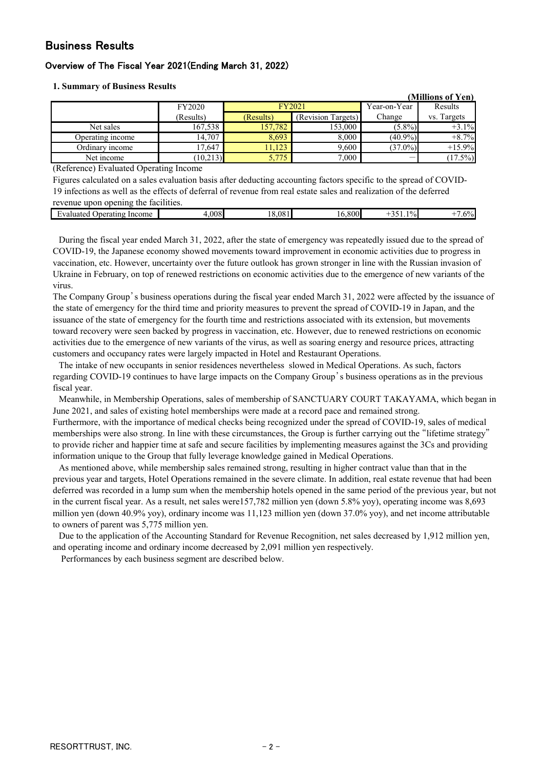# Business Results

## Overview of The Fiscal Year 2021(Ending March 31, 2022)

### 1. Summary of Business Results

(Millions of Yen)

| | FY2020 | FY2021 | | Year-on-Year | Results |
|---|---|---|---|---|---|
| | (Results) | (Results) | (Revision Targets) | Change | vs. Targets |
| Net sales | 167,538 | 157,782 | 153,000 | (5.8%) | +3.1% |
| Operating income | 14,707 | 8,693 | 8,000 | (40.9%) | +8.7% |
| Ordinary income | 17,647 | 11,123 | 9,600 | (37.0%) | +15.9% |
| Net income | (10,213) | 5,775 | 7,000 | ― | (17.5%) |

(Reference) Evaluated Operating Income

Figures calculated on a sales evaluation basis after deducting accounting factors specific to the spread of COVID-19 infections as well as the effects of deferral of revenue from real estate sales and realization of the deferred revenue upon opening the facilities.

| Evaluated Operating Income | 4,008 | 18,081 | 16,800 | +351.1% | +7.6% |
|---|---|---|---|---|---|

During the fiscal year ended March 31, 2022, after the state of emergency was repeatedly issued due to the spread of COVID-19, the Japanese economy showed movements toward improvement in economic activities due to progress in vaccination, etc. However, uncertainty over the future outlook has grown stronger in line with the Russian invasion of Ukraine in February, on top of renewed restrictions on economic activities due to the emergence of new variants of the virus.

The Company Group's business operations during the fiscal year ended March 31, 2022 were affected by the issuance of the state of emergency for the third time and priority measures to prevent the spread of COVID-19 in Japan, and the issuance of the state of emergency for the fourth time and restrictions associated with its extension, but movements toward recovery were seen backed by progress in vaccination, etc. However, due to renewed restrictions on economic activities due to the emergence of new variants of the virus, as well as soaring energy and resource prices, attracting customers and occupancy rates were largely impacted in Hotel and Restaurant Operations.

The intake of new occupants in senior residences nevertheless slowed in Medical Operations. As such, factors regarding COVID-19 continues to have large impacts on the Company Group's business operations as in the previous fiscal year.

Meanwhile, in Membership Operations, sales of membership of SANCTUARY COURT TAKAYAMA, which began in June 2021, and sales of existing hotel memberships were made at a record pace and remained strong.
Furthermore, with the importance of medical checks being recognized under the spread of COVID-19, sales of medical memberships were also strong. In line with these circumstances, the Group is further carrying out the "lifetime strategy" to provide richer and happier time at safe and secure facilities by implementing measures against the 3Cs and providing information unique to the Group that fully leverage knowledge gained in Medical Operations.

As mentioned above, while membership sales remained strong, resulting in higher contract value than that in the previous year and targets, Hotel Operations remained in the severe climate. In addition, real estate revenue that had been deferred was recorded in a lump sum when the membership hotels opened in the same period of the previous year, but not in the current fiscal year. As a result, net sales were157,782 million yen (down 5.8% yoy), operating income was 8,693 million yen (down 40.9% yoy), ordinary income was 11,123 million yen (down 37.0% yoy), and net income attributable to owners of parent was 5,775 million yen.

Due to the application of the Accounting Standard for Revenue Recognition, net sales decreased by 1,912 million yen, and operating income and ordinary income decreased by 2,091 million yen respectively.

Performances by each business segment are described below.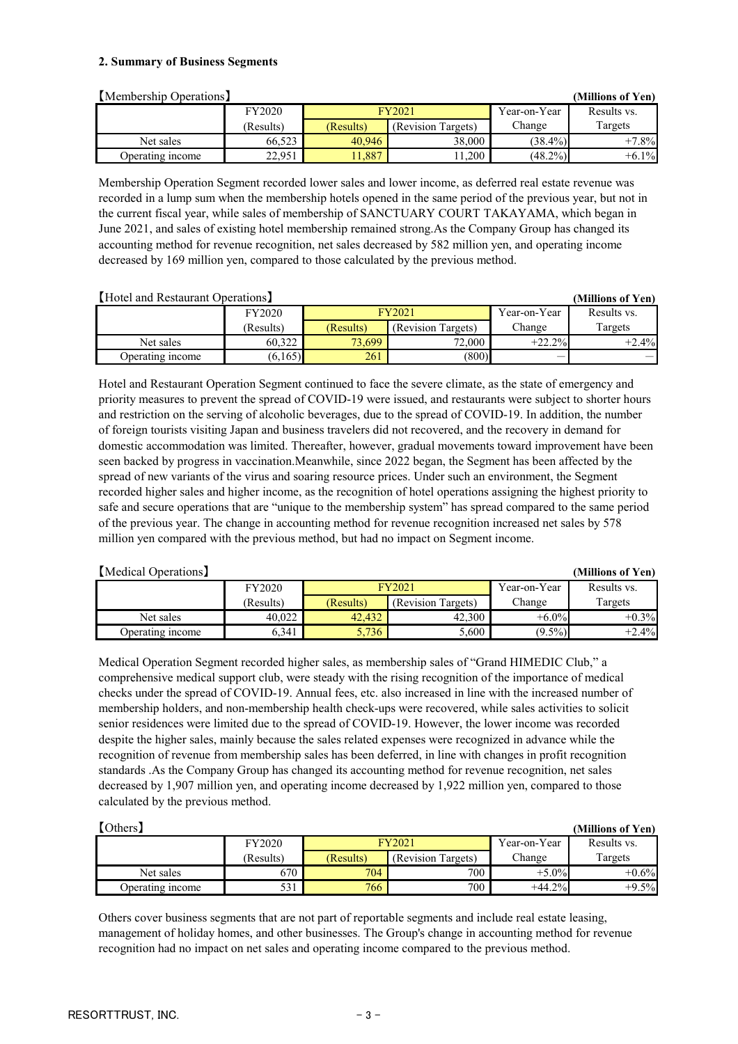### 2. Summary of Business Segments

【Membership Operations】 **(Millions of Yen)**

| | FY2020 | FY2021 | | Year-on-Year | Results vs. |
|---|---|---|---|---|---|
| | (Results) | (Results) | (Revision Targets) | Change | Targets |
| Net sales | 66,523 | 40,946 | 38,000 | (38.4%) | +7.8% |
| Operating income | 22,951 | 11,887 | 11,200 | (48.2%) | +6.1% |

Membership Operation Segment recorded lower sales and lower income, as deferred real estate revenue was recorded in a lump sum when the membership hotels opened in the same period of the previous year, but not in the current fiscal year, while sales of membership of SANCTUARY COURT TAKAYAMA, which began in June 2021, and sales of existing hotel membership remained strong.As the Company Group has changed its accounting method for revenue recognition, net sales decreased by 582 million yen, and operating income decreased by 169 million yen, compared to those calculated by the previous method.

【Hotel and Restaurant Operations】 **(Millions of Yen)**

| | FY2020 | FY2021 | | Year-on-Year | Results vs. |
|---|---|---|---|---|---|
| | (Results) | (Results) | (Revision Targets) | Change | Targets |
| Net sales | 60,322 | 73,699 | 72,000 | +22.2% | +2.4% |
| Operating income | (6,165) | 261 | (800) | — | — |

Hotel and Restaurant Operation Segment continued to face the severe climate, as the state of emergency and priority measures to prevent the spread of COVID-19 were issued, and restaurants were subject to shorter hours and restriction on the serving of alcoholic beverages, due to the spread of COVID-19. In addition, the number of foreign tourists visiting Japan and business travelers did not recovered, and the recovery in demand for domestic accommodation was limited. Thereafter, however, gradual movements toward improvement have been seen backed by progress in vaccination.Meanwhile, since 2022 began, the Segment has been affected by the spread of new variants of the virus and soaring resource prices. Under such an environment, the Segment recorded higher sales and higher income, as the recognition of hotel operations assigning the highest priority to safe and secure operations that are "unique to the membership system" has spread compared to the same period of the previous year. The change in accounting method for revenue recognition increased net sales by 578 million yen compared with the previous method, but had no impact on Segment income.

【Medical Operations】 **(Millions of Yen)**

| | FY2020 | FY2021 | | Year-on-Year | Results vs. |
|---|---|---|---|---|---|
| | (Results) | (Results) | (Revision Targets) | Change | Targets |
| Net sales | 40,022 | 42,432 | 42,300 | +6.0% | +0.3% |
| Operating income | 6,341 | 5,736 | 5,600 | (9.5%) | +2.4% |

Medical Operation Segment recorded higher sales, as membership sales of "Grand HIMEDIC Club," a comprehensive medical support club, were steady with the rising recognition of the importance of medical checks under the spread of COVID-19. Annual fees, etc. also increased in line with the increased number of membership holders, and non-membership health check-ups were recovered, while sales activities to solicit senior residences were limited due to the spread of COVID-19. However, the lower income was recorded despite the higher sales, mainly because the sales related expenses were recognized in advance while the recognition of revenue from membership sales has been deferred, in line with changes in profit recognition standards .As the Company Group has changed its accounting method for revenue recognition, net sales decreased by 1,907 million yen, and operating income decreased by 1,922 million yen, compared to those calculated by the previous method.

【Others】 **(Millions of Yen)**

| | FY2020 | FY2021 | | Year-on-Year | Results vs. |
|---|---|---|---|---|---|
| | (Results) | (Results) | (Revision Targets) | Change | Targets |
| Net sales | 670 | 704 | 700 | +5.0% | +0.6% |
| Operating income | 531 | 766 | 700 | +44.2% | +9.5% |

Others cover business segments that are not part of reportable segments and include real estate leasing, management of holiday homes, and other businesses. The Group's change in accounting method for revenue recognition had no impact on net sales and operating income compared to the previous method.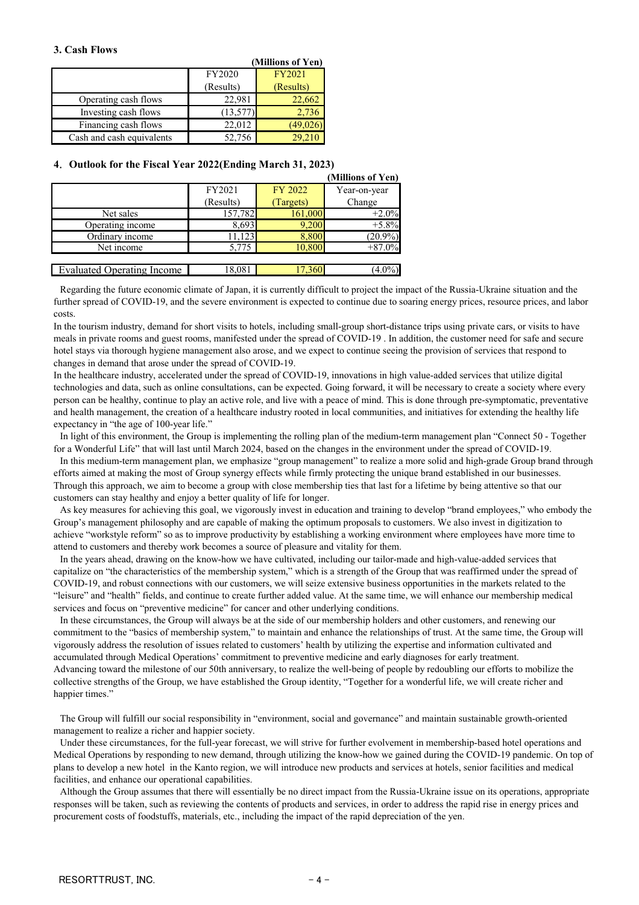### 3. Cash Flows

(Millions of Yen)

| | FY2020 (Results) | FY2021 (Results) |
|---|---|---|
| Operating cash flows | 22,981 | 22,662 |
| Investing cash flows | (13,577) | 2,736 |
| Financing cash flows | 22,012 | (49,026) |
| Cash and cash equivalents | 52,756 | 29,210 |

### 4. Outlook for the Fiscal Year 2022(Ending March 31, 2023)

(Millions of Yen)

| | FY2021 (Results) | FY 2022 (Targets) | Year-on-year Change |
|---|---|---|---|
| Net sales | 157,782 | 161,000 | +2.0% |
| Operating income | 8,693 | 9,200 | +5.8% |
| Ordinary income | 11,123 | 8,800 | (20.9%) |
| Net income | 5,775 | 10,800 | +87.0% |
| | | | |
| Evaluated Operating Income | 18,081 | 17,360 | (4.0%) |

Regarding the future economic climate of Japan, it is currently difficult to project the impact of the Russia-Ukraine situation and the further spread of COVID-19, and the severe environment is expected to continue due to soaring energy prices, resource prices, and labor costs.

In the tourism industry, demand for short visits to hotels, including small-group short-distance trips using private cars, or visits to have meals in private rooms and guest rooms, manifested under the spread of COVID-19 . In addition, the customer need for safe and secure hotel stays via thorough hygiene management also arose, and we expect to continue seeing the provision of services that respond to changes in demand that arose under the spread of COVID-19.

In the healthcare industry, accelerated under the spread of COVID-19, innovations in high value-added services that utilize digital technologies and data, such as online consultations, can be expected. Going forward, it will be necessary to create a society where every person can be healthy, continue to play an active role, and live with a peace of mind. This is done through pre-symptomatic, preventative and health management, the creation of a healthcare industry rooted in local communities, and initiatives for extending the healthy life expectancy in "the age of 100-year life."

In light of this environment, the Group is implementing the rolling plan of the medium-term management plan "Connect 50 - Together for a Wonderful Life" that will last until March 2024, based on the changes in the environment under the spread of COVID-19.

In this medium-term management plan, we emphasize "group management" to realize a more solid and high-grade Group brand through efforts aimed at making the most of Group synergy effects while firmly protecting the unique brand established in our businesses. Through this approach, we aim to become a group with close membership ties that last for a lifetime by being attentive so that our customers can stay healthy and enjoy a better quality of life for longer.

As key measures for achieving this goal, we vigorously invest in education and training to develop "brand employees," who embody the Group's management philosophy and are capable of making the optimum proposals to customers. We also invest in digitization to achieve "workstyle reform" so as to improve productivity by establishing a working environment where employees have more time to attend to customers and thereby work becomes a source of pleasure and vitality for them.

In the years ahead, drawing on the know-how we have cultivated, including our tailor-made and high-value-added services that capitalize on "the characteristics of the membership system," which is a strength of the Group that was reaffirmed under the spread of COVID-19, and robust connections with our customers, we will seize extensive business opportunities in the markets related to the "leisure" and "health" fields, and continue to create further added value. At the same time, we will enhance our membership medical services and focus on "preventive medicine" for cancer and other underlying conditions.

In these circumstances, the Group will always be at the side of our membership holders and other customers, and renewing our commitment to the "basics of membership system," to maintain and enhance the relationships of trust. At the same time, the Group will vigorously address the resolution of issues related to customers' health by utilizing the expertise and information cultivated and accumulated through Medical Operations' commitment to preventive medicine and early diagnoses for early treatment.

Advancing toward the milestone of our 50th anniversary, to realize the well-being of people by redoubling our efforts to mobilize the collective strengths of the Group, we have established the Group identity, "Together for a wonderful life, we will create richer and happier times."

The Group will fulfill our social responsibility in "environment, social and governance" and maintain sustainable growth-oriented management to realize a richer and happier society.

Under these circumstances, for the full-year forecast, we will strive for further evolvement in membership-based hotel operations and Medical Operations by responding to new demand, through utilizing the know-how we gained during the COVID-19 pandemic. On top of plans to develop a new hotel in the Kanto region, we will introduce new products and services at hotels, senior facilities and medical facilities, and enhance our operational capabilities.

Although the Group assumes that there will essentially be no direct impact from the Russia-Ukraine issue on its operations, appropriate responses will be taken, such as reviewing the contents of products and services, in order to address the rapid rise in energy prices and procurement costs of foodstuffs, materials, etc., including the impact of the rapid depreciation of the yen.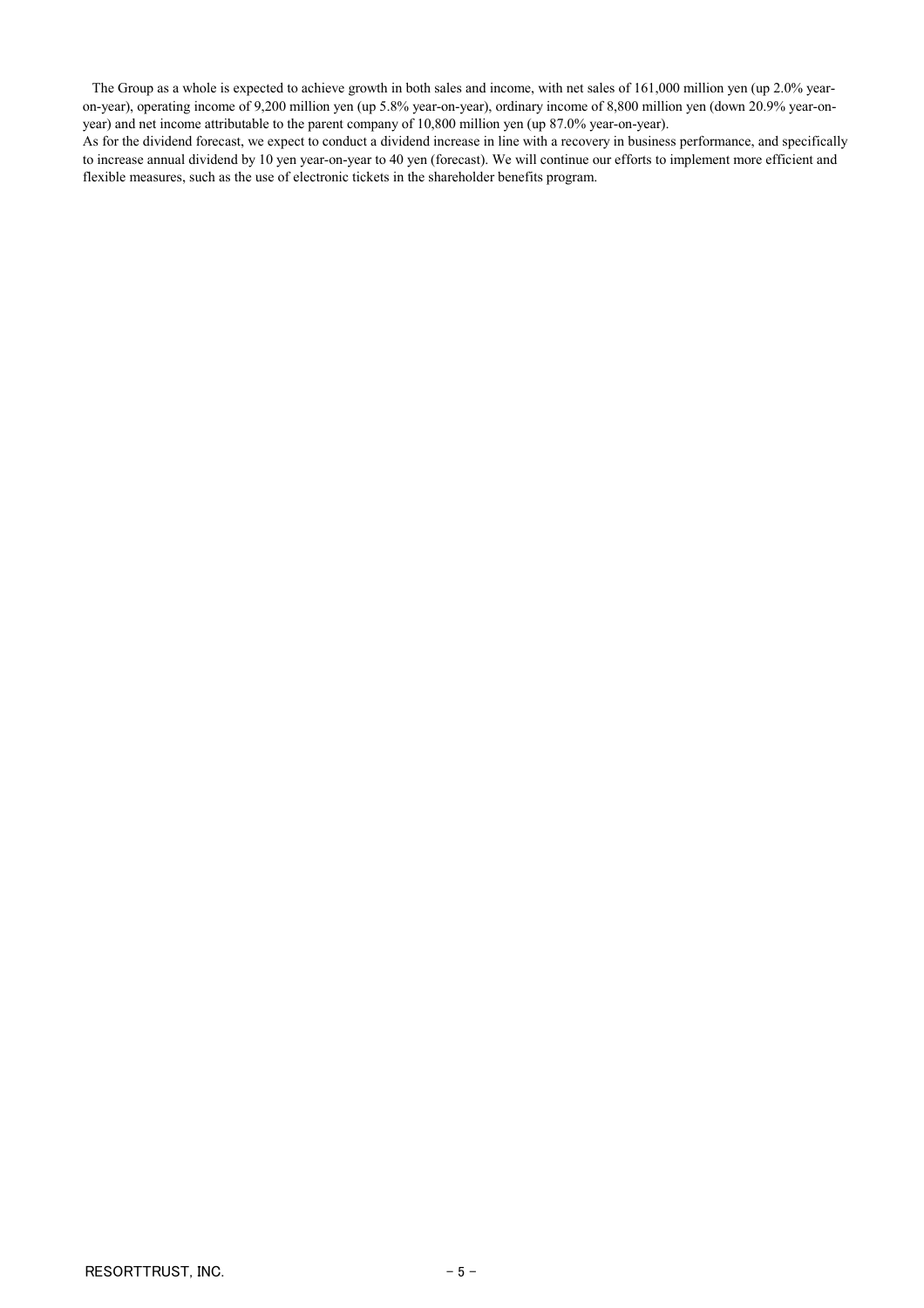The Group as a whole is expected to achieve growth in both sales and income, with net sales of 161,000 million yen (up 2.0% year-on-year), operating income of 9,200 million yen (up 5.8% year-on-year), ordinary income of 8,800 million yen (down 20.9% year-on-year) and net income attributable to the parent company of 10,800 million yen (up 87.0% year-on-year).

As for the dividend forecast, we expect to conduct a dividend increase in line with a recovery in business performance, and specifically to increase annual dividend by 10 yen year-on-year to 40 yen (forecast). We will continue our efforts to implement more efficient and flexible measures, such as the use of electronic tickets in the shareholder benefits program.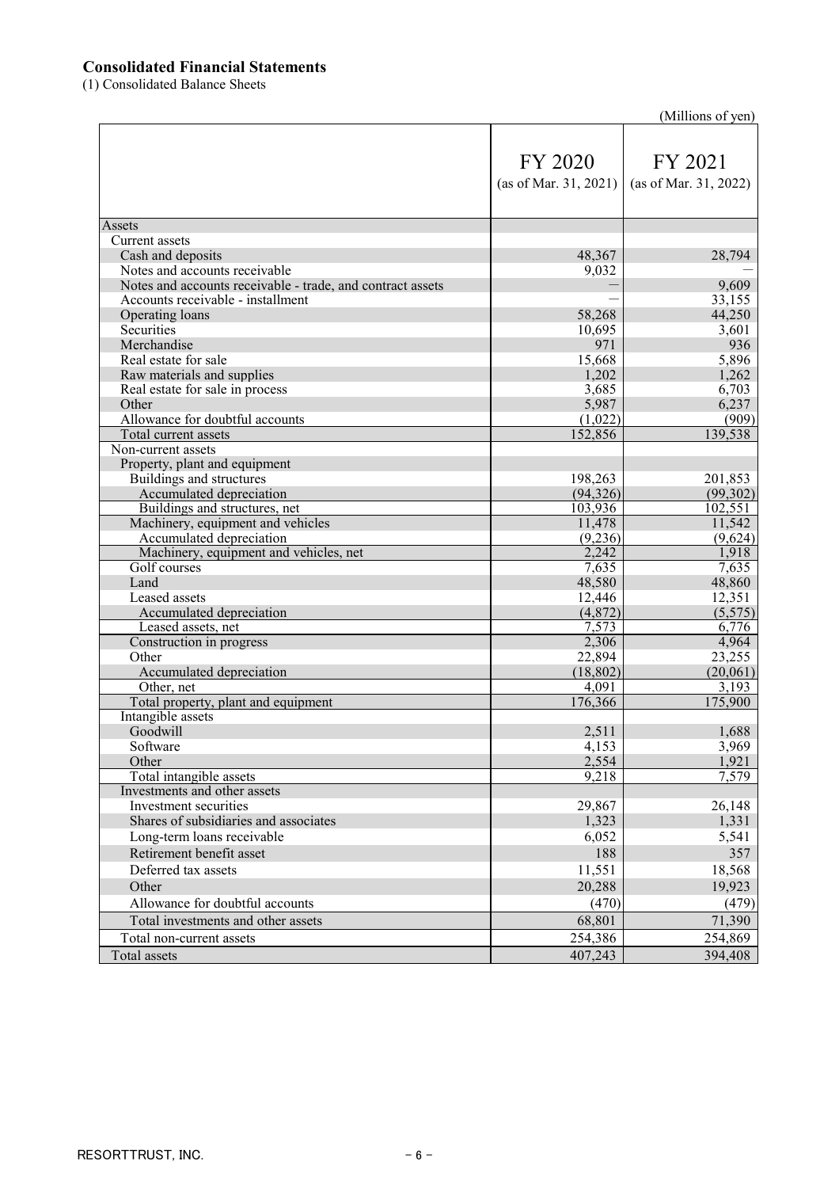## Consolidated Financial Statements

(1) Consolidated Balance Sheets

(Millions of yen)

| | FY 2020 (as of Mar. 31, 2021) | FY 2021 (as of Mar. 31, 2022) |
|---|---|---|
| Assets | | |
| Current assets | | |
| Cash and deposits | 48,367 | 28,794 |
| Notes and accounts receivable | 9,032 | — |
| Notes and accounts receivable - trade, and contract assets | — | 9,609 |
| Accounts receivable - installment | — | 33,155 |
| Operating loans | 58,268 | 44,250 |
| Securities | 10,695 | 3,601 |
| Merchandise | 971 | 936 |
| Real estate for sale | 15,668 | 5,896 |
| Raw materials and supplies | 1,202 | 1,262 |
| Real estate for sale in process | 3,685 | 6,703 |
| Other | 5,987 | 6,237 |
| Allowance for doubtful accounts | (1,022) | (909) |
| Total current assets | 152,856 | 139,538 |
| Non-current assets | | |
| Property, plant and equipment | | |
| Buildings and structures | 198,263 | 201,853 |
| Accumulated depreciation | (94,326) | (99,302) |
| Buildings and structures, net | 103,936 | 102,551 |
| Machinery, equipment and vehicles | 11,478 | 11,542 |
| Accumulated depreciation | (9,236) | (9,624) |
| Machinery, equipment and vehicles, net | 2,242 | 1,918 |
| Golf courses | 7,635 | 7,635 |
| Land | 48,580 | 48,860 |
| Leased assets | 12,446 | 12,351 |
| Accumulated depreciation | (4,872) | (5,575) |
| Leased assets, net | 7,573 | 6,776 |
| Construction in progress | 2,306 | 4,964 |
| Other | 22,894 | 23,255 |
| Accumulated depreciation | (18,802) | (20,061) |
| Other, net | 4,091 | 3,193 |
| Total property, plant and equipment | 176,366 | 175,900 |
| Intangible assets | | |
| Goodwill | 2,511 | 1,688 |
| Software | 4,153 | 3,969 |
| Other | 2,554 | 1,921 |
| Total intangible assets | 9,218 | 7,579 |
| Investments and other assets | | |
| Investment securities | 29,867 | 26,148 |
| Shares of subsidiaries and associates | 1,323 | 1,331 |
| Long-term loans receivable | 6,052 | 5,541 |
| Retirement benefit asset | 188 | 357 |
| Deferred tax assets | 11,551 | 18,568 |
| Other | 20,288 | 19,923 |
| Allowance for doubtful accounts | (470) | (479) |
| Total investments and other assets | 68,801 | 71,390 |
| Total non-current assets | 254,386 | 254,869 |
| Total assets | 407,243 | 394,408 |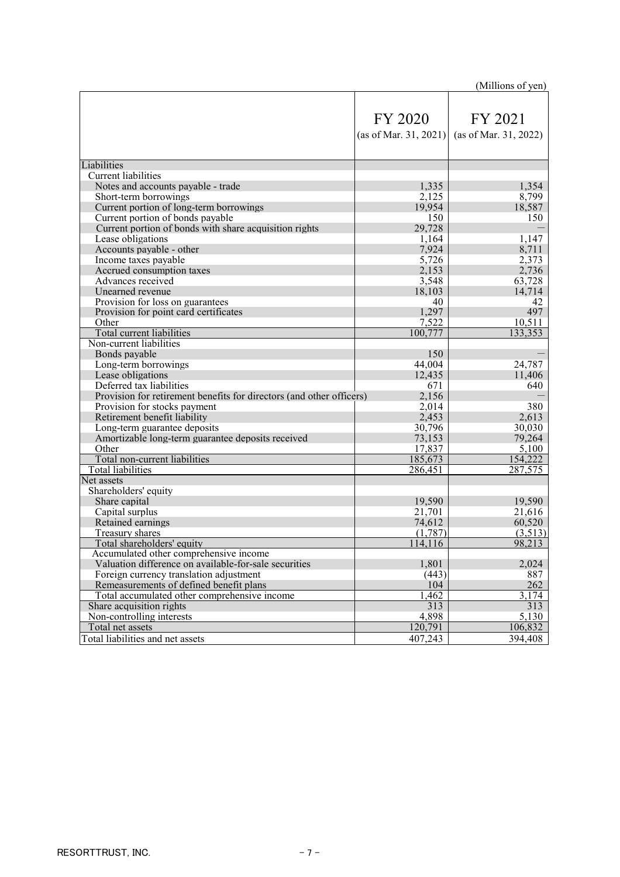(Millions of yen)

| | FY 2020 (as of Mar. 31, 2021) | FY 2021 (as of Mar. 31, 2022) |
|---|---|---|
| Liabilities | | |
| Current liabilities | | |
| Notes and accounts payable - trade | 1,335 | 1,354 |
| Short-term borrowings | 2,125 | 8,799 |
| Current portion of long-term borrowings | 19,954 | 18,587 |
| Current portion of bonds payable | 150 | 150 |
| Current portion of bonds with share acquisition rights | 29,728 | — |
| Lease obligations | 1,164 | 1,147 |
| Accounts payable - other | 7,924 | 8,711 |
| Income taxes payable | 5,726 | 2,373 |
| Accrued consumption taxes | 2,153 | 2,736 |
| Advances received | 3,548 | 63,728 |
| Unearned revenue | 18,103 | 14,714 |
| Provision for loss on guarantees | 40 | 42 |
| Provision for point card certificates | 1,297 | 497 |
| Other | 7,522 | 10,511 |
| Total current liabilities | 100,777 | 133,353 |
| Non-current liabilities | | |
| Bonds payable | 150 | — |
| Long-term borrowings | 44,004 | 24,787 |
| Lease obligations | 12,435 | 11,406 |
| Deferred tax liabilities | 671 | 640 |
| Provision for retirement benefits for directors (and other officers) | 2,156 | — |
| Provision for stocks payment | 2,014 | 380 |
| Retirement benefit liability | 2,453 | 2,613 |
| Long-term guarantee deposits | 30,796 | 30,030 |
| Amortizable long-term guarantee deposits received | 73,153 | 79,264 |
| Other | 17,837 | 5,100 |
| Total non-current liabilities | 185,673 | 154,222 |
| Total liabilities | 286,451 | 287,575 |
| Net assets | | |
| Shareholders' equity | | |
| Share capital | 19,590 | 19,590 |
| Capital surplus | 21,701 | 21,616 |
| Retained earnings | 74,612 | 60,520 |
| Treasury shares | (1,787) | (3,513) |
| Total shareholders' equity | 114,116 | 98,213 |
| Accumulated other comprehensive income | | |
| Valuation difference on available-for-sale securities | 1,801 | 2,024 |
| Foreign currency translation adjustment | (443) | 887 |
| Remeasurements of defined benefit plans | 104 | 262 |
| Total accumulated other comprehensive income | 1,462 | 3,174 |
| Share acquisition rights | 313 | 313 |
| Non-controlling interests | 4,898 | 5,130 |
| Total net assets | 120,791 | 106,832 |
| Total liabilities and net assets | 407,243 | 394,408 |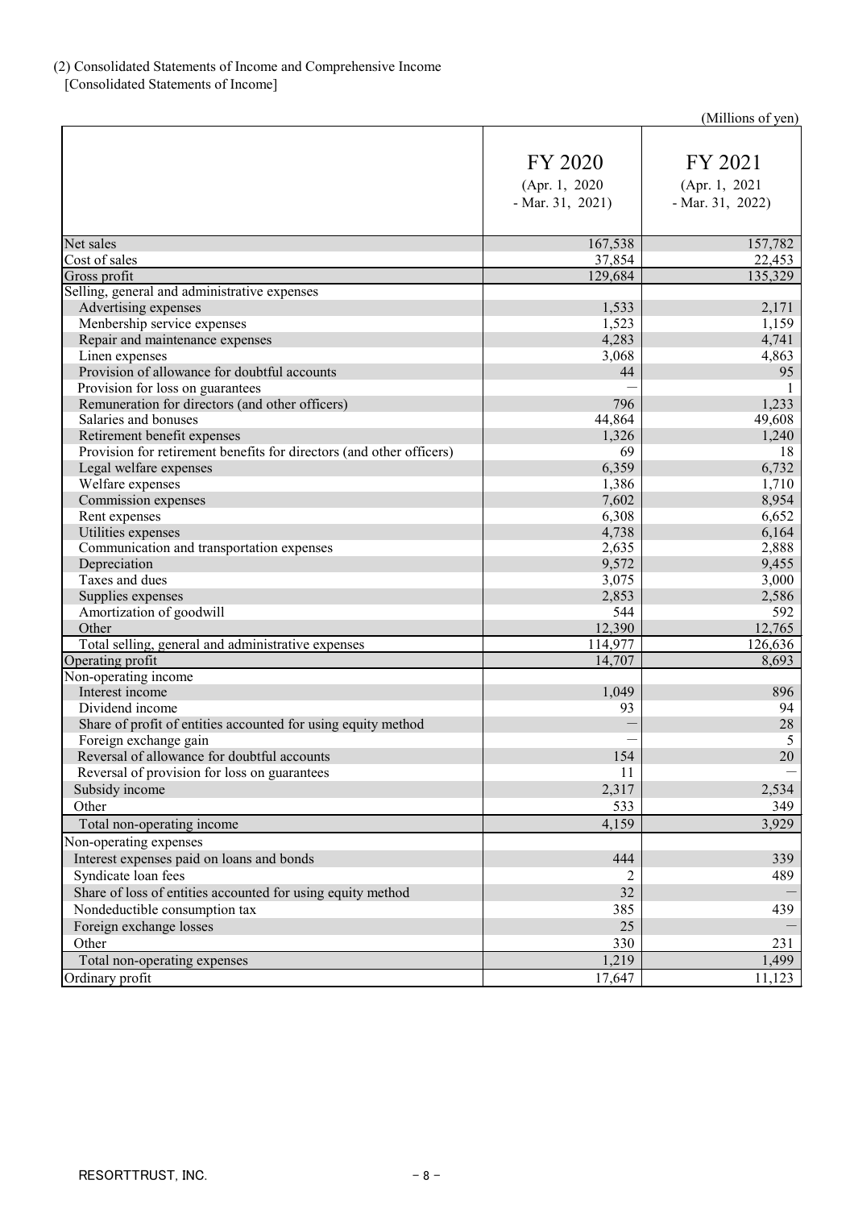(2) Consolidated Statements of Income and Comprehensive Income

[Consolidated Statements of Income]

(Millions of yen)

| | FY 2020 (Apr. 1, 2020 - Mar. 31, 2021) | FY 2021 (Apr. 1, 2021 - Mar. 31, 2022) |
|---|---|---|
| Net sales | 167,538 | 157,782 |
| Cost of sales | 37,854 | 22,453 |
| Gross profit | 129,684 | 135,329 |
| Selling, general and administrative expenses | | |
| Advertising expenses | 1,533 | 2,171 |
| Menbership service expenses | 1,523 | 1,159 |
| Repair and maintenance expenses | 4,283 | 4,741 |
| Linen expenses | 3,068 | 4,863 |
| Provision of allowance for doubtful accounts | 44 | 95 |
| Provision for loss on guarantees | — | 1 |
| Remuneration for directors (and other officers) | 796 | 1,233 |
| Salaries and bonuses | 44,864 | 49,608 |
| Retirement benefit expenses | 1,326 | 1,240 |
| Provision for retirement benefits for directors (and other officers) | 69 | 18 |
| Legal welfare expenses | 6,359 | 6,732 |
| Welfare expenses | 1,386 | 1,710 |
| Commission expenses | 7,602 | 8,954 |
| Rent expenses | 6,308 | 6,652 |
| Utilities expenses | 4,738 | 6,164 |
| Communication and transportation expenses | 2,635 | 2,888 |
| Depreciation | 9,572 | 9,455 |
| Taxes and dues | 3,075 | 3,000 |
| Supplies expenses | 2,853 | 2,586 |
| Amortization of goodwill | 544 | 592 |
| Other | 12,390 | 12,765 |
| Total selling, general and administrative expenses | 114,977 | 126,636 |
| Operating profit | 14,707 | 8,693 |
| Non-operating income | | |
| Interest income | 1,049 | 896 |
| Dividend income | 93 | 94 |
| Share of profit of entities accounted for using equity method | — | 28 |
| Foreign exchange gain | — | 5 |
| Reversal of allowance for doubtful accounts | 154 | 20 |
| Reversal of provision for loss on guarantees | 11 | — |
| Subsidy income | 2,317 | 2,534 |
| Other | 533 | 349 |
| Total non-operating income | 4,159 | 3,929 |
| Non-operating expenses | | |
| Interest expenses paid on loans and bonds | 444 | 339 |
| Syndicate loan fees | 2 | 489 |
| Share of loss of entities accounted for using equity method | 32 | — |
| Nondeductible consumption tax | 385 | 439 |
| Foreign exchange losses | 25 | — |
| Other | 330 | 231 |
| Total non-operating expenses | 1,219 | 1,499 |
| Ordinary profit | 17,647 | 11,123 |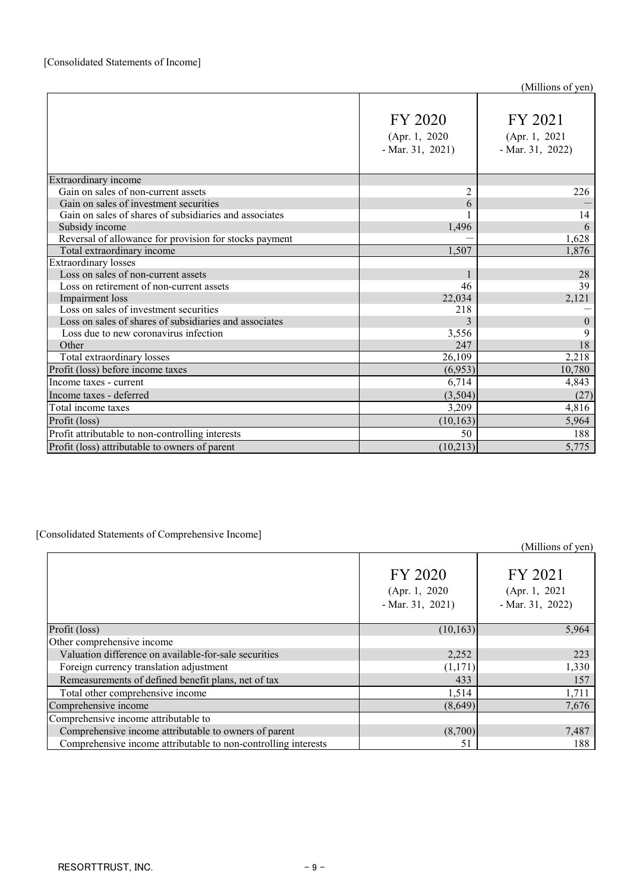[Consolidated Statements of Income]

(Millions of yen)

| | FY 2020 (Apr. 1, 2020 - Mar. 31, 2021) | FY 2021 (Apr. 1, 2021 - Mar. 31, 2022) |
|---|---|---|
| Extraordinary income | | |
| Gain on sales of non-current assets | 2 | 226 |
| Gain on sales of investment securities | 6 | — |
| Gain on sales of shares of subsidiaries and associates | 1 | 14 |
| Subsidy income | 1,496 | 6 |
| Reversal of allowance for provision for stocks payment | — | 1,628 |
| Total extraordinary income | 1,507 | 1,876 |
| Extraordinary losses | | |
| Loss on sales of non-current assets | 1 | 28 |
| Loss on retirement of non-current assets | 46 | 39 |
| Impairment loss | 22,034 | 2,121 |
| Loss on sales of investment securities | 218 | — |
| Loss on sales of shares of subsidiaries and associates | 3 | 0 |
| Loss due to new coronavirus infection | 3,556 | 9 |
| Other | 247 | 18 |
| Total extraordinary losses | 26,109 | 2,218 |
| Profit (loss) before income taxes | (6,953) | 10,780 |
| Income taxes - current | 6,714 | 4,843 |
| Income taxes - deferred | (3,504) | (27) |
| Total income taxes | 3,209 | 4,816 |
| Profit (loss) | (10,163) | 5,964 |
| Profit attributable to non-controlling interests | 50 | 188 |
| Profit (loss) attributable to owners of parent | (10,213) | 5,775 |

[Consolidated Statements of Comprehensive Income]

(Millions of yen)

| | FY 2020 (Apr. 1, 2020 - Mar. 31, 2021) | FY 2021 (Apr. 1, 2021 - Mar. 31, 2022) |
|---|---|---|
| Profit (loss) | (10,163) | 5,964 |
| Other comprehensive income | | |
| Valuation difference on available-for-sale securities | 2,252 | 223 |
| Foreign currency translation adjustment | (1,171) | 1,330 |
| Remeasurements of defined benefit plans, net of tax | 433 | 157 |
| Total other comprehensive income | 1,514 | 1,711 |
| Comprehensive income | (8,649) | 7,676 |
| Comprehensive income attributable to | | |
| Comprehensive income attributable to owners of parent | (8,700) | 7,487 |
| Comprehensive income attributable to non-controlling interests | 51 | 188 |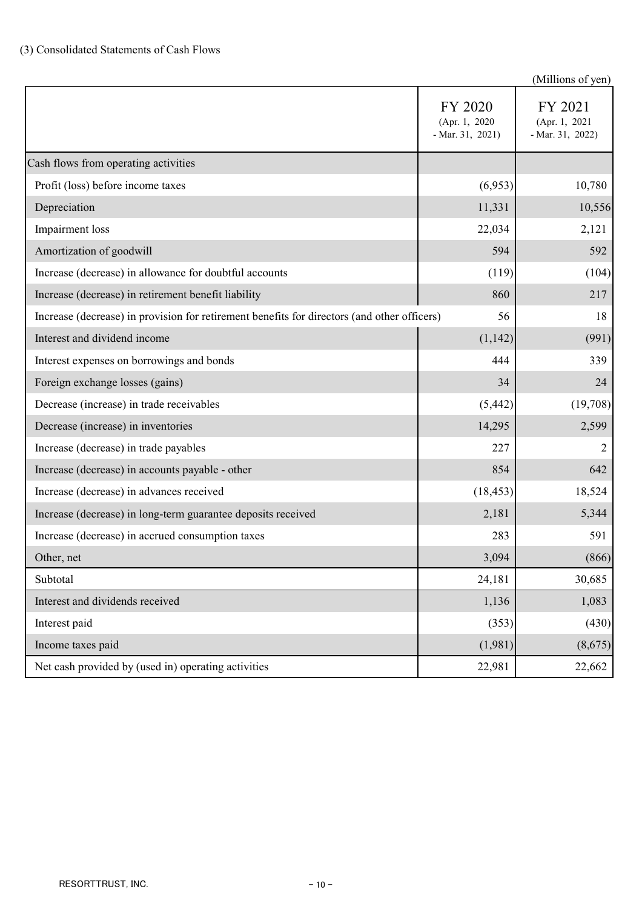(3) Consolidated Statements of Cash Flows

(Millions of yen)

| | FY 2020 (Apr. 1, 2020 - Mar. 31, 2021) | FY 2021 (Apr. 1, 2021 - Mar. 31, 2022) |
|---|---|---|
| Cash flows from operating activities | | |
| Profit (loss) before income taxes | (6,953) | 10,780 |
| Depreciation | 11,331 | 10,556 |
| Impairment loss | 22,034 | 2,121 |
| Amortization of goodwill | 594 | 592 |
| Increase (decrease) in allowance for doubtful accounts | (119) | (104) |
| Increase (decrease) in retirement benefit liability | 860 | 217 |
| Increase (decrease) in provision for retirement benefits for directors (and other officers) | 56 | 18 |
| Interest and dividend income | (1,142) | (991) |
| Interest expenses on borrowings and bonds | 444 | 339 |
| Foreign exchange losses (gains) | 34 | 24 |
| Decrease (increase) in trade receivables | (5,442) | (19,708) |
| Decrease (increase) in inventories | 14,295 | 2,599 |
| Increase (decrease) in trade payables | 227 | 2 |
| Increase (decrease) in accounts payable - other | 854 | 642 |
| Increase (decrease) in advances received | (18,453) | 18,524 |
| Increase (decrease) in long-term guarantee deposits received | 2,181 | 5,344 |
| Increase (decrease) in accrued consumption taxes | 283 | 591 |
| Other, net | 3,094 | (866) |
| Subtotal | 24,181 | 30,685 |
| Interest and dividends received | 1,136 | 1,083 |
| Interest paid | (353) | (430) |
| Income taxes paid | (1,981) | (8,675) |
| Net cash provided by (used in) operating activities | 22,981 | 22,662 |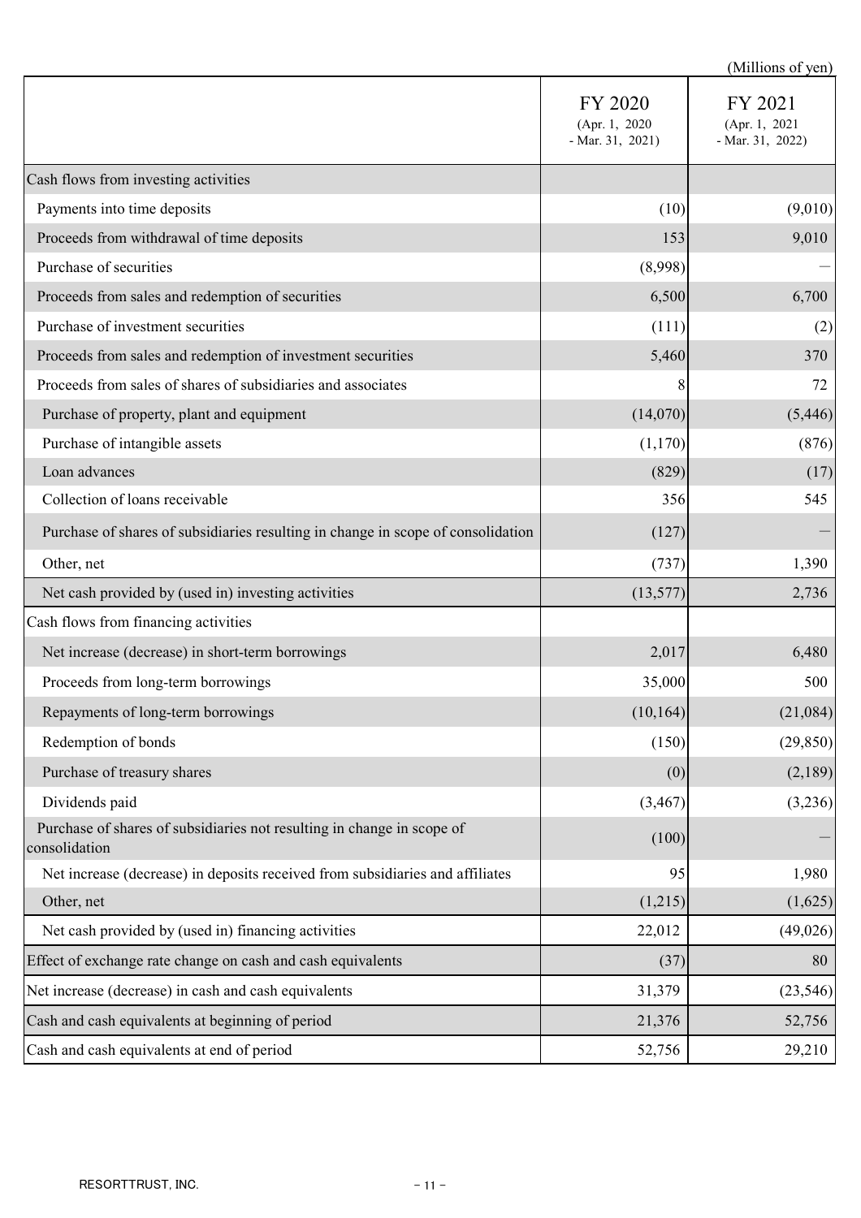(Millions of yen)

| | FY 2020 (Apr. 1, 2020 - Mar. 31, 2021) | FY 2021 (Apr. 1, 2021 - Mar. 31, 2022) |
|---|---|---|
| Cash flows from investing activities | | |
| Payments into time deposits | (10) | (9,010) |
| Proceeds from withdrawal of time deposits | 153 | 9,010 |
| Purchase of securities | (8,998) | — |
| Proceeds from sales and redemption of securities | 6,500 | 6,700 |
| Purchase of investment securities | (111) | (2) |
| Proceeds from sales and redemption of investment securities | 5,460 | 370 |
| Proceeds from sales of shares of subsidiaries and associates | 8 | 72 |
| Purchase of property, plant and equipment | (14,070) | (5,446) |
| Purchase of intangible assets | (1,170) | (876) |
| Loan advances | (829) | (17) |
| Collection of loans receivable | 356 | 545 |
| Purchase of shares of subsidiaries resulting in change in scope of consolidation | (127) | — |
| Other, net | (737) | 1,390 |
| Net cash provided by (used in) investing activities | (13,577) | 2,736 |
| Cash flows from financing activities | | |
| Net increase (decrease) in short-term borrowings | 2,017 | 6,480 |
| Proceeds from long-term borrowings | 35,000 | 500 |
| Repayments of long-term borrowings | (10,164) | (21,084) |
| Redemption of bonds | (150) | (29,850) |
| Purchase of treasury shares | (0) | (2,189) |
| Dividends paid | (3,467) | (3,236) |
| Purchase of shares of subsidiaries not resulting in change in scope of consolidation | (100) | — |
| Net increase (decrease) in deposits received from subsidiaries and affiliates | 95 | 1,980 |
| Other, net | (1,215) | (1,625) |
| Net cash provided by (used in) financing activities | 22,012 | (49,026) |
| Effect of exchange rate change on cash and cash equivalents | (37) | 80 |
| Net increase (decrease) in cash and cash equivalents | 31,379 | (23,546) |
| Cash and cash equivalents at beginning of period | 21,376 | 52,756 |
| Cash and cash equivalents at end of period | 52,756 | 29,210 |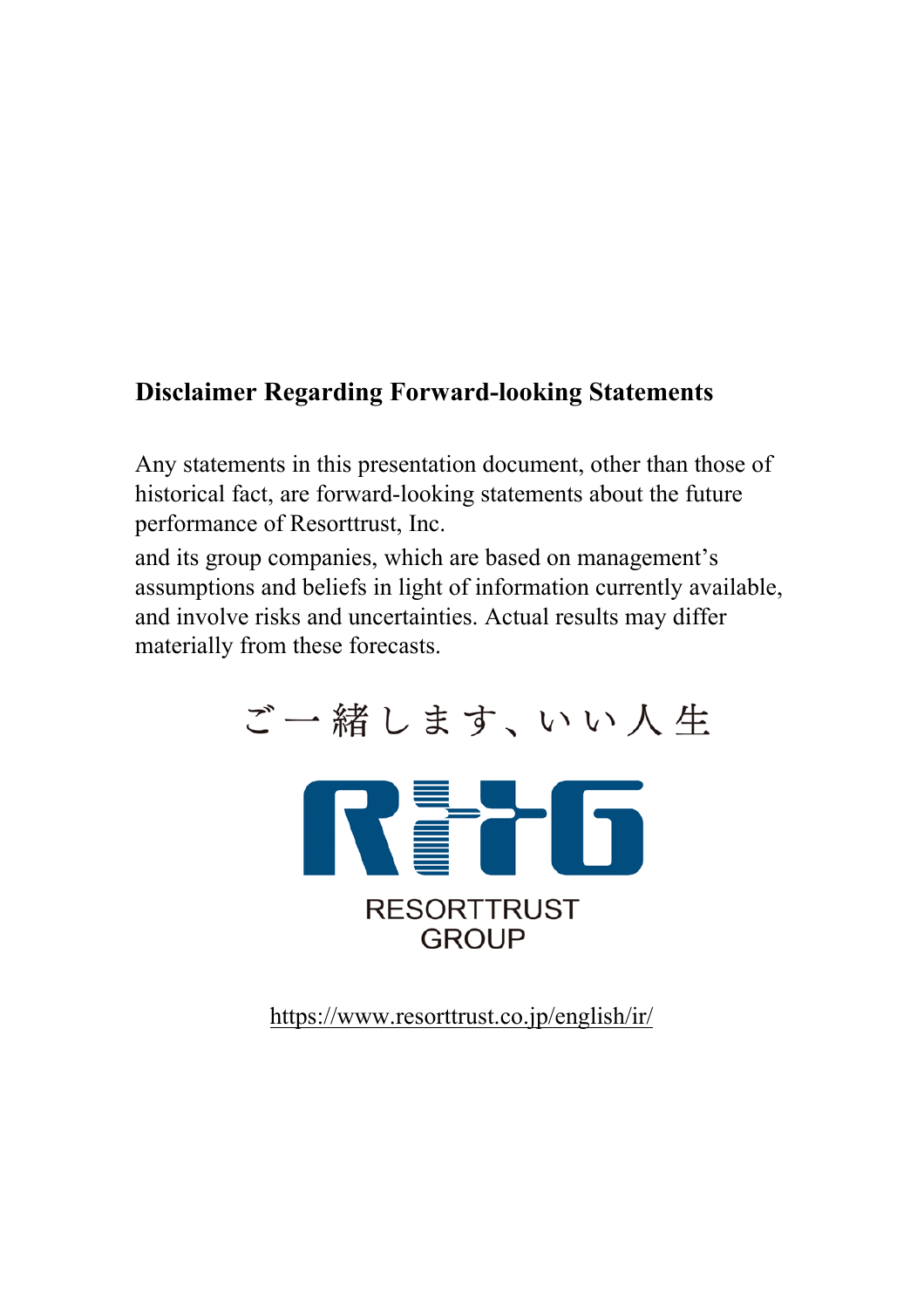## Disclaimer Regarding Forward-looking Statements

Any statements in this presentation document, other than those of historical fact, are forward-looking statements about the future performance of Resorttrust, Inc.

and its group companies, which are based on management's assumptions and beliefs in light of information currently available, and involve risks and uncertainties. Actual results may differ materially from these forecasts.

ご一緒します、いい人生

RESORTTRUST GROUP

https://www.resorttrust.co.jp/english/ir/